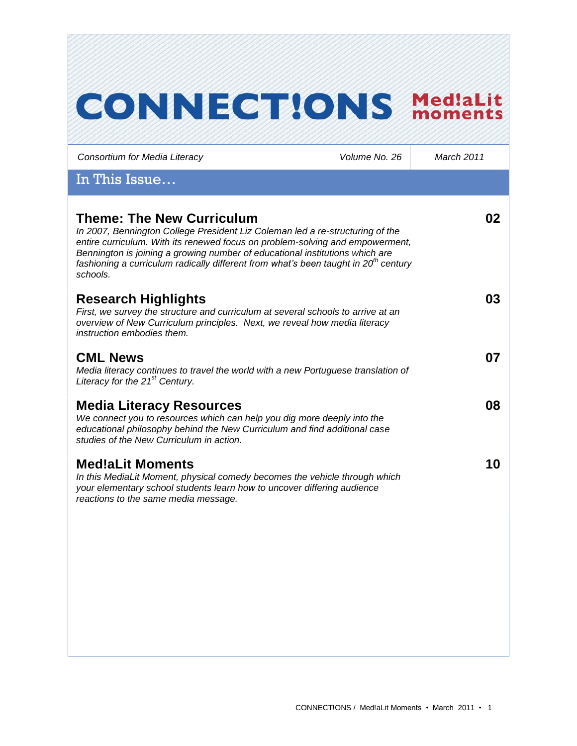# CONNECT!ONS Med!aLit moments

*Consortium for Media Literacy* | *Volume No. 26* | *March 2011*

## In This Issue…

### Theme: The New Curriculum — 02

*In 2007, Bennington College President Liz Coleman led a re-structuring of the entire curriculum. With its renewed focus on problem-solving and empowerment, Bennington is joining a growing number of educational institutions which are fashioning a curriculum radically different from what's been taught in 20th century schools.*

### Research Highlights — 03

*First, we survey the structure and curriculum at several schools to arrive at an overview of New Curriculum principles. Next, we reveal how media literacy instruction embodies them.*

### CML News — 07

*Media literacy continues to travel the world with a new Portuguese translation of Literacy for the 21st Century.*

### Media Literacy Resources — 08

*We connect you to resources which can help you dig more deeply into the educational philosophy behind the New Curriculum and find additional case studies of the New Curriculum in action.*

### Med!aLit Moments — 10

*In this MediaLit Moment, physical comedy becomes the vehicle through which your elementary school students learn how to uncover differing audience reactions to the same media message.*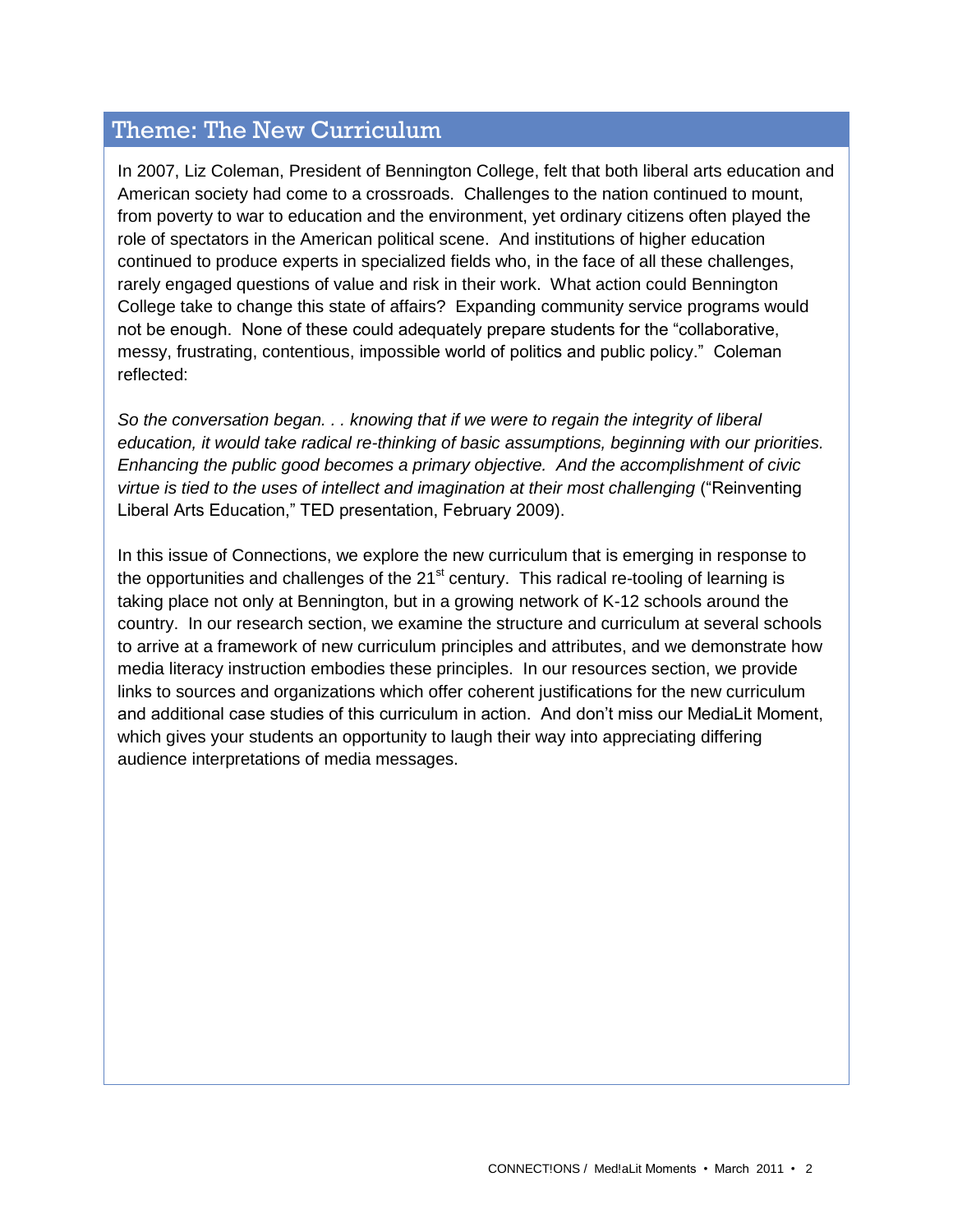## Theme: The New Curriculum

In 2007, Liz Coleman, President of Bennington College, felt that both liberal arts education and American society had come to a crossroads. Challenges to the nation continued to mount, from poverty to war to education and the environment, yet ordinary citizens often played the role of spectators in the American political scene. And institutions of higher education continued to produce experts in specialized fields who, in the face of all these challenges, rarely engaged questions of value and risk in their work. What action could Bennington College take to change this state of affairs? Expanding community service programs would not be enough. None of these could adequately prepare students for the "collaborative, messy, frustrating, contentious, impossible world of politics and public policy." Coleman reflected:

*So the conversation began. . . knowing that if we were to regain the integrity of liberal education, it would take radical re-thinking of basic assumptions, beginning with our priorities. Enhancing the public good becomes a primary objective. And the accomplishment of civic virtue is tied to the uses of intellect and imagination at their most challenging* ("Reinventing Liberal Arts Education," TED presentation, February 2009).

In this issue of Connections, we explore the new curriculum that is emerging in response to the opportunities and challenges of the 21st century. This radical re-tooling of learning is taking place not only at Bennington, but in a growing network of K-12 schools around the country. In our research section, we examine the structure and curriculum at several schools to arrive at a framework of new curriculum principles and attributes, and we demonstrate how media literacy instruction embodies these principles. In our resources section, we provide links to sources and organizations which offer coherent justifications for the new curriculum and additional case studies of this curriculum in action. And don't miss our MediaLit Moment, which gives your students an opportunity to laugh their way into appreciating differing audience interpretations of media messages.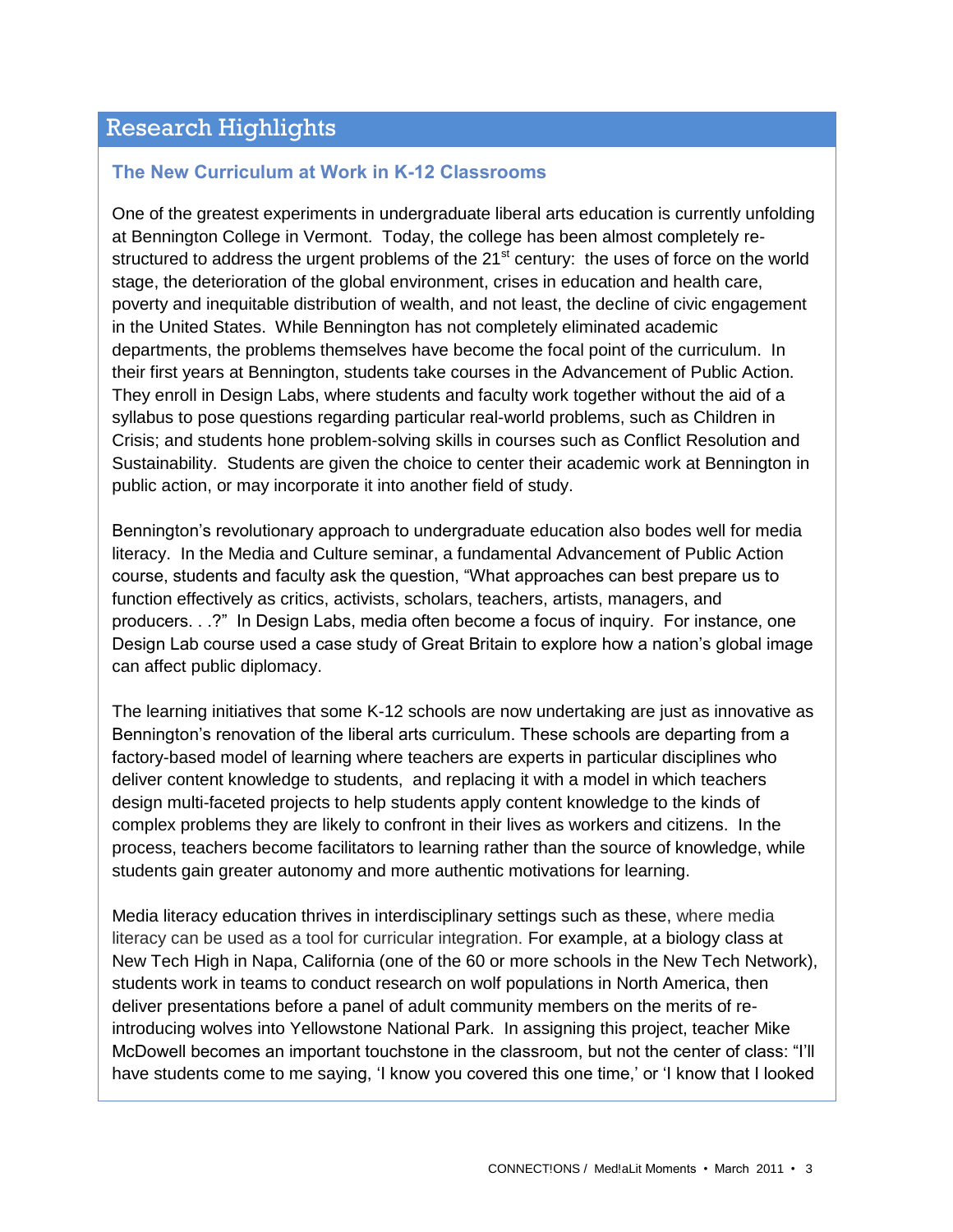## Research Highlights

### The New Curriculum at Work in K-12 Classrooms

One of the greatest experiments in undergraduate liberal arts education is currently unfolding at Bennington College in Vermont. Today, the college has been almost completely re-structured to address the urgent problems of the 21st century: the uses of force on the world stage, the deterioration of the global environment, crises in education and health care, poverty and inequitable distribution of wealth, and not least, the decline of civic engagement in the United States. While Bennington has not completely eliminated academic departments, the problems themselves have become the focal point of the curriculum. In their first years at Bennington, students take courses in the Advancement of Public Action. They enroll in Design Labs, where students and faculty work together without the aid of a syllabus to pose questions regarding particular real-world problems, such as Children in Crisis; and students hone problem-solving skills in courses such as Conflict Resolution and Sustainability. Students are given the choice to center their academic work at Bennington in public action, or may incorporate it into another field of study.

Bennington's revolutionary approach to undergraduate education also bodes well for media literacy. In the Media and Culture seminar, a fundamental Advancement of Public Action course, students and faculty ask the question, "What approaches can best prepare us to function effectively as critics, activists, scholars, teachers, artists, managers, and producers. . .?" In Design Labs, media often become a focus of inquiry. For instance, one Design Lab course used a case study of Great Britain to explore how a nation's global image can affect public diplomacy.

The learning initiatives that some K-12 schools are now undertaking are just as innovative as Bennington's renovation of the liberal arts curriculum. These schools are departing from a factory-based model of learning where teachers are experts in particular disciplines who deliver content knowledge to students, and replacing it with a model in which teachers design multi-faceted projects to help students apply content knowledge to the kinds of complex problems they are likely to confront in their lives as workers and citizens. In the process, teachers become facilitators to learning rather than the source of knowledge, while students gain greater autonomy and more authentic motivations for learning.

Media literacy education thrives in interdisciplinary settings such as these, where media literacy can be used as a tool for curricular integration. For example, at a biology class at New Tech High in Napa, California (one of the 60 or more schools in the New Tech Network), students work in teams to conduct research on wolf populations in North America, then deliver presentations before a panel of adult community members on the merits of re-introducing wolves into Yellowstone National Park. In assigning this project, teacher Mike McDowell becomes an important touchstone in the classroom, but not the center of class: "I'll have students come to me saying, 'I know you covered this one time,' or 'I know that I looked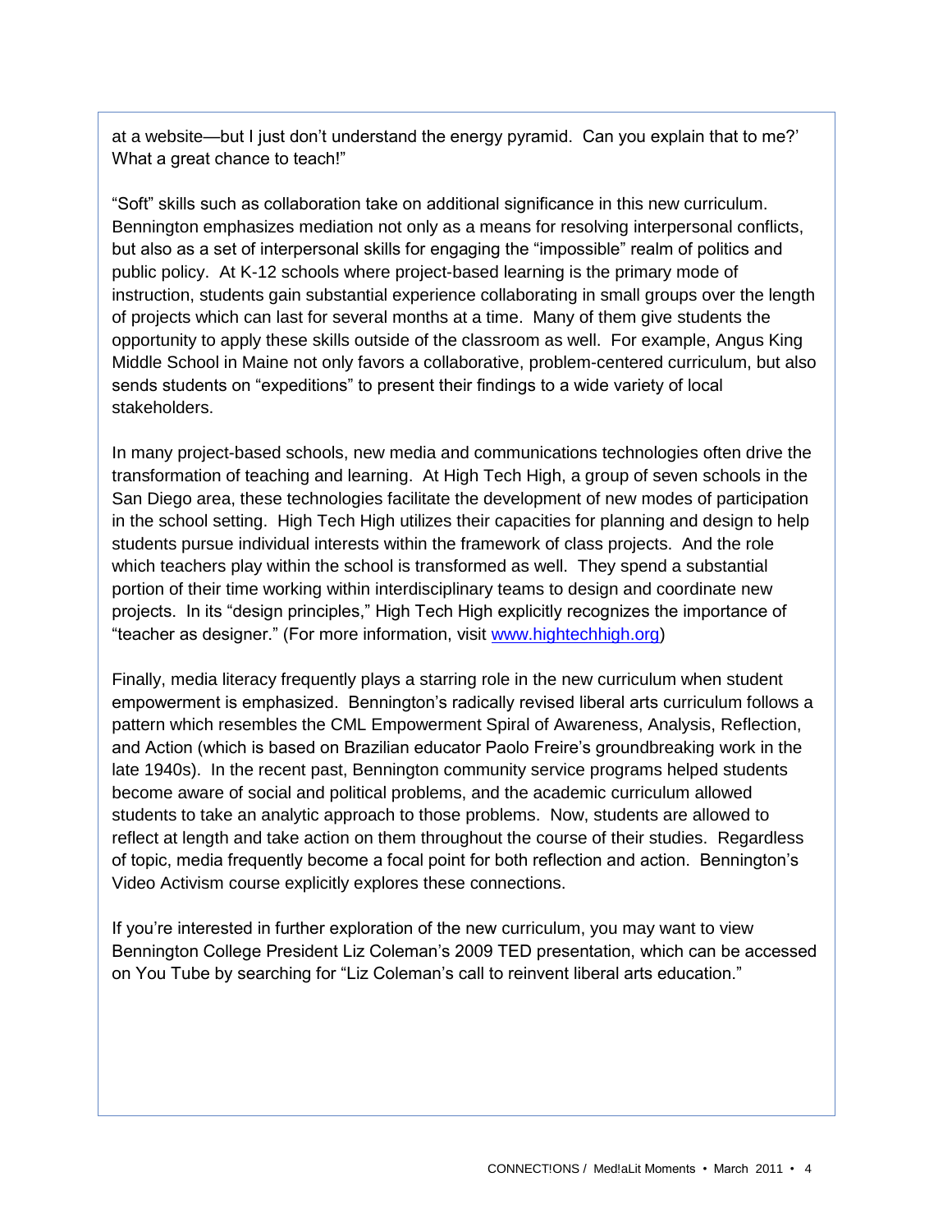at a website—but I just don't understand the energy pyramid. Can you explain that to me?' What a great chance to teach!"

"Soft" skills such as collaboration take on additional significance in this new curriculum. Bennington emphasizes mediation not only as a means for resolving interpersonal conflicts, but also as a set of interpersonal skills for engaging the "impossible" realm of politics and public policy. At K-12 schools where project-based learning is the primary mode of instruction, students gain substantial experience collaborating in small groups over the length of projects which can last for several months at a time. Many of them give students the opportunity to apply these skills outside of the classroom as well. For example, Angus King Middle School in Maine not only favors a collaborative, problem-centered curriculum, but also sends students on "expeditions" to present their findings to a wide variety of local stakeholders.

In many project-based schools, new media and communications technologies often drive the transformation of teaching and learning. At High Tech High, a group of seven schools in the San Diego area, these technologies facilitate the development of new modes of participation in the school setting. High Tech High utilizes their capacities for planning and design to help students pursue individual interests within the framework of class projects. And the role which teachers play within the school is transformed as well. They spend a substantial portion of their time working within interdisciplinary teams to design and coordinate new projects. In its "design principles," High Tech High explicitly recognizes the importance of "teacher as designer." (For more information, visit [www.hightechhigh.org](http://www.hightechhigh.org))

Finally, media literacy frequently plays a starring role in the new curriculum when student empowerment is emphasized. Bennington's radically revised liberal arts curriculum follows a pattern which resembles the CML Empowerment Spiral of Awareness, Analysis, Reflection, and Action (which is based on Brazilian educator Paolo Freire's groundbreaking work in the late 1940s). In the recent past, Bennington community service programs helped students become aware of social and political problems, and the academic curriculum allowed students to take an analytic approach to those problems. Now, students are allowed to reflect at length and take action on them throughout the course of their studies. Regardless of topic, media frequently become a focal point for both reflection and action. Bennington's Video Activism course explicitly explores these connections.

If you're interested in further exploration of the new curriculum, you may want to view Bennington College President Liz Coleman's 2009 TED presentation, which can be accessed on You Tube by searching for "Liz Coleman's call to reinvent liberal arts education."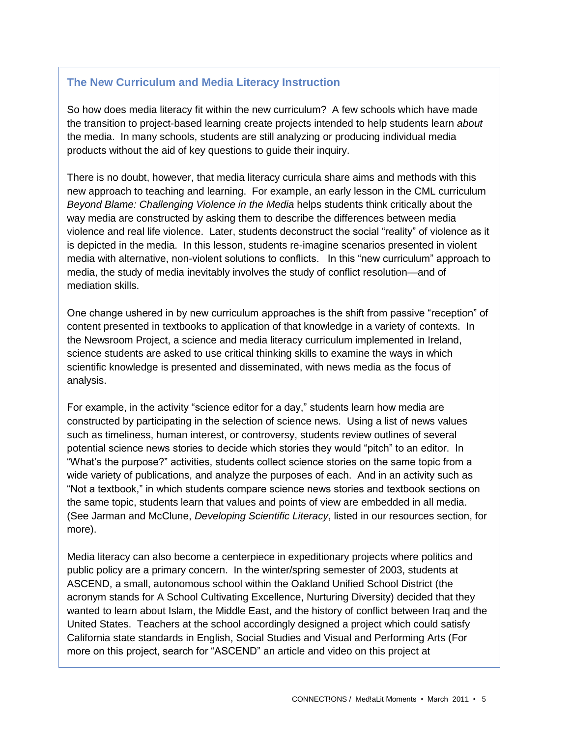## The New Curriculum and Media Literacy Instruction

So how does media literacy fit within the new curriculum? A few schools which have made the transition to project-based learning create projects intended to help students learn *about* the media. In many schools, students are still analyzing or producing individual media products without the aid of key questions to guide their inquiry.

There is no doubt, however, that media literacy curricula share aims and methods with this new approach to teaching and learning. For example, an early lesson in the CML curriculum *Beyond Blame: Challenging Violence in the Media* helps students think critically about the way media are constructed by asking them to describe the differences between media violence and real life violence. Later, students deconstruct the social "reality" of violence as it is depicted in the media. In this lesson, students re-imagine scenarios presented in violent media with alternative, non-violent solutions to conflicts. In this "new curriculum" approach to media, the study of media inevitably involves the study of conflict resolution—and of mediation skills.

One change ushered in by new curriculum approaches is the shift from passive "reception" of content presented in textbooks to application of that knowledge in a variety of contexts. In the Newsroom Project, a science and media literacy curriculum implemented in Ireland, science students are asked to use critical thinking skills to examine the ways in which scientific knowledge is presented and disseminated, with news media as the focus of analysis.

For example, in the activity "science editor for a day," students learn how media are constructed by participating in the selection of science news. Using a list of news values such as timeliness, human interest, or controversy, students review outlines of several potential science news stories to decide which stories they would "pitch" to an editor. In "What's the purpose?" activities, students collect science stories on the same topic from a wide variety of publications, and analyze the purposes of each. And in an activity such as "Not a textbook," in which students compare science news stories and textbook sections on the same topic, students learn that values and points of view are embedded in all media. (See Jarman and McClune, *Developing Scientific Literacy*, listed in our resources section, for more).

Media literacy can also become a centerpiece in expeditionary projects where politics and public policy are a primary concern. In the winter/spring semester of 2003, students at ASCEND, a small, autonomous school within the Oakland Unified School District (the acronym stands for A School Cultivating Excellence, Nurturing Diversity) decided that they wanted to learn about Islam, the Middle East, and the history of conflict between Iraq and the United States. Teachers at the school accordingly designed a project which could satisfy California state standards in English, Social Studies and Visual and Performing Arts (For more on this project, search for "ASCEND" an article and video on this project at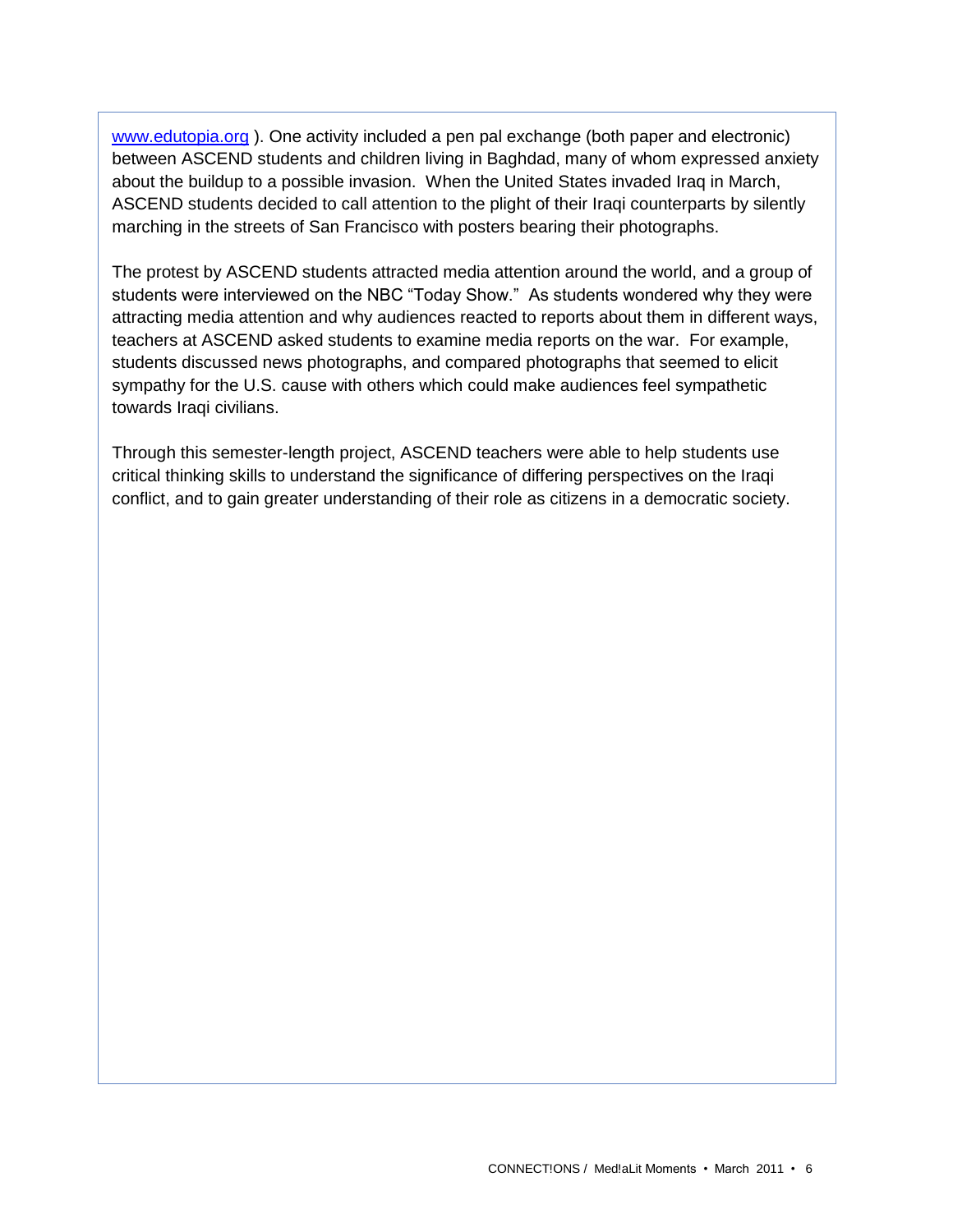www.edutopia.org ). One activity included a pen pal exchange (both paper and electronic) between ASCEND students and children living in Baghdad, many of whom expressed anxiety about the buildup to a possible invasion. When the United States invaded Iraq in March, ASCEND students decided to call attention to the plight of their Iraqi counterparts by silently marching in the streets of San Francisco with posters bearing their photographs.

The protest by ASCEND students attracted media attention around the world, and a group of students were interviewed on the NBC "Today Show." As students wondered why they were attracting media attention and why audiences reacted to reports about them in different ways, teachers at ASCEND asked students to examine media reports on the war. For example, students discussed news photographs, and compared photographs that seemed to elicit sympathy for the U.S. cause with others which could make audiences feel sympathetic towards Iraqi civilians.

Through this semester-length project, ASCEND teachers were able to help students use critical thinking skills to understand the significance of differing perspectives on the Iraqi conflict, and to gain greater understanding of their role as citizens in a democratic society.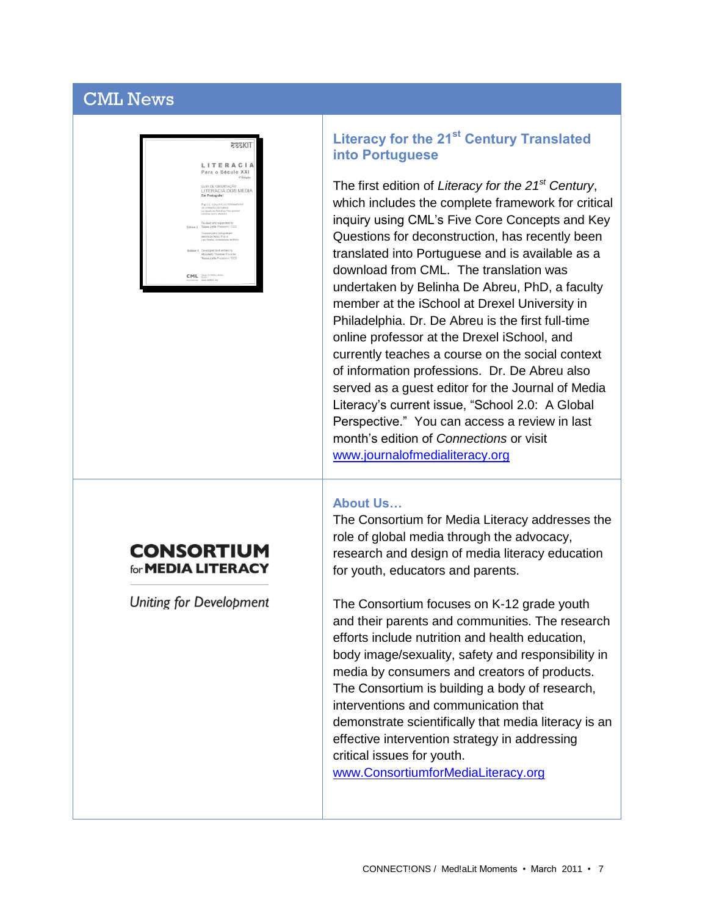# CML News

## Literacy for the 21st Century Translated into Portuguese

The first edition of *Literacy for the 21st Century*, which includes the complete framework for critical inquiry using CML's Five Core Concepts and Key Questions for deconstruction, has recently been translated into Portuguese and is available as a download from CML. The translation was undertaken by Belinha De Abreu, PhD, a faculty member at the iSchool at Drexel University in Philadelphia. Dr. De Abreu is the first full-time online professor at the Drexel iSchool, and currently teaches a course on the social context of information professions. Dr. De Abreu also served as a guest editor for the Journal of Media Literacy's current issue, "School 2.0: A Global Perspective." You can access a review in last month's edition of *Connections* or visit www.journalofmedialiteracy.org

CONSORTIUM for MEDIA LITERACY

*Uniting for Development*

## About Us…

The Consortium for Media Literacy addresses the role of global media through the advocacy, research and design of media literacy education for youth, educators and parents.

The Consortium focuses on K-12 grade youth and their parents and communities. The research efforts include nutrition and health education, body image/sexuality, safety and responsibility in media by consumers and creators of products. The Consortium is building a body of research, interventions and communication that demonstrate scientifically that media literacy is an effective intervention strategy in addressing critical issues for youth.

www.ConsortiumforMediaLiteracy.org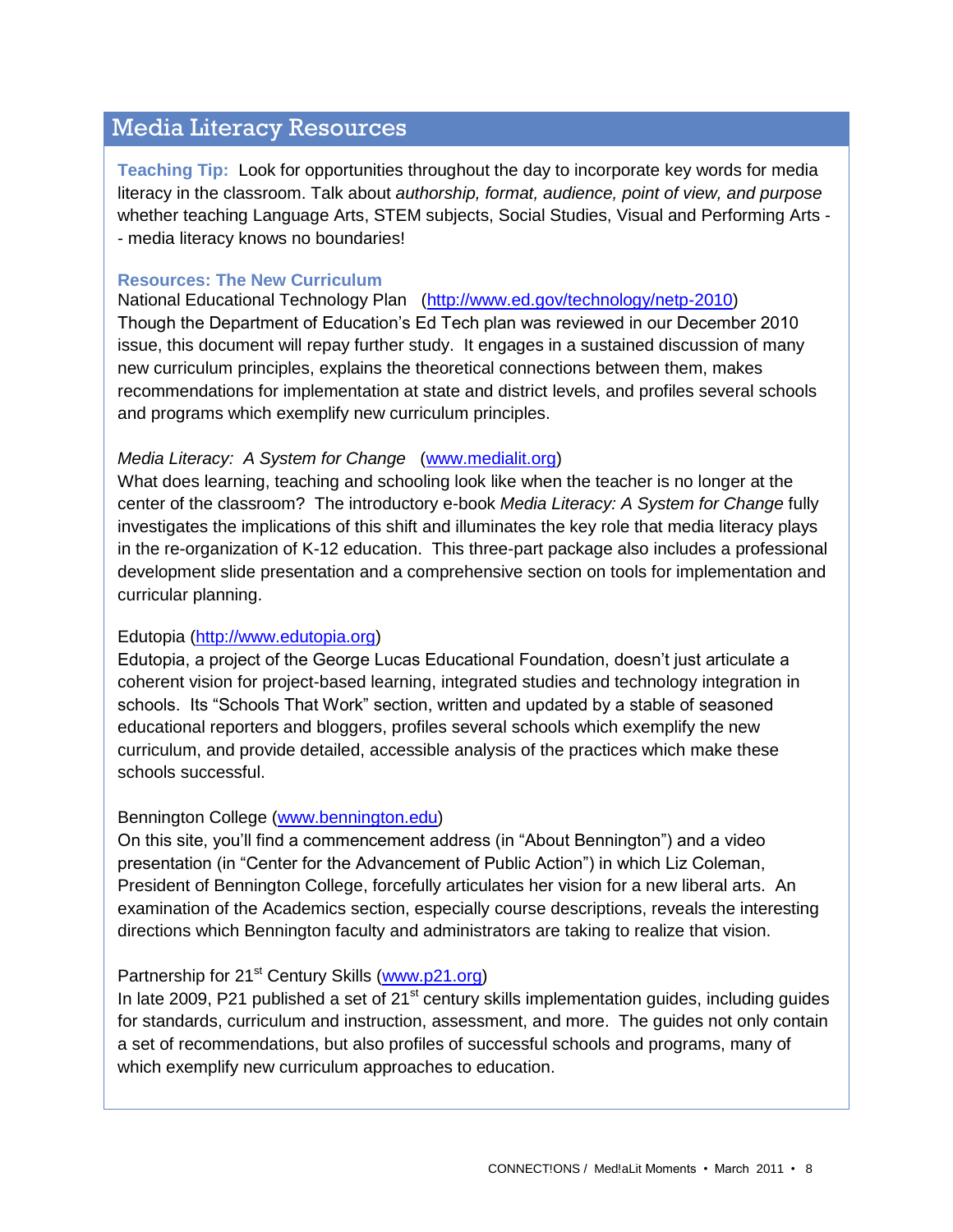## Media Literacy Resources

**Teaching Tip:** Look for opportunities throughout the day to incorporate key words for media literacy in the classroom. Talk about *authorship, format, audience, point of view, and purpose* whether teaching Language Arts, STEM subjects, Social Studies, Visual and Performing Arts -- media literacy knows no boundaries!

**Resources: The New Curriculum**

National Educational Technology Plan (http://www.ed.gov/technology/netp-2010)
Though the Department of Education's Ed Tech plan was reviewed in our December 2010 issue, this document will repay further study. It engages in a sustained discussion of many new curriculum principles, explains the theoretical connections between them, makes recommendations for implementation at state and district levels, and profiles several schools and programs which exemplify new curriculum principles.

*Media Literacy: A System for Change* (www.medialit.org)
What does learning, teaching and schooling look like when the teacher is no longer at the center of the classroom? The introductory e-book *Media Literacy: A System for Change* fully investigates the implications of this shift and illuminates the key role that media literacy plays in the re-organization of K-12 education. This three-part package also includes a professional development slide presentation and a comprehensive section on tools for implementation and curricular planning.

Edutopia (http://www.edutopia.org)
Edutopia, a project of the George Lucas Educational Foundation, doesn't just articulate a coherent vision for project-based learning, integrated studies and technology integration in schools. Its "Schools That Work" section, written and updated by a stable of seasoned educational reporters and bloggers, profiles several schools which exemplify the new curriculum, and provide detailed, accessible analysis of the practices which make these schools successful.

Bennington College (www.bennington.edu)
On this site, you'll find a commencement address (in "About Bennington") and a video presentation (in "Center for the Advancement of Public Action") in which Liz Coleman, President of Bennington College, forcefully articulates her vision for a new liberal arts. An examination of the Academics section, especially course descriptions, reveals the interesting directions which Bennington faculty and administrators are taking to realize that vision.

Partnership for 21st Century Skills (www.p21.org)
In late 2009, P21 published a set of 21st century skills implementation guides, including guides for standards, curriculum and instruction, assessment, and more. The guides not only contain a set of recommendations, but also profiles of successful schools and programs, many of which exemplify new curriculum approaches to education.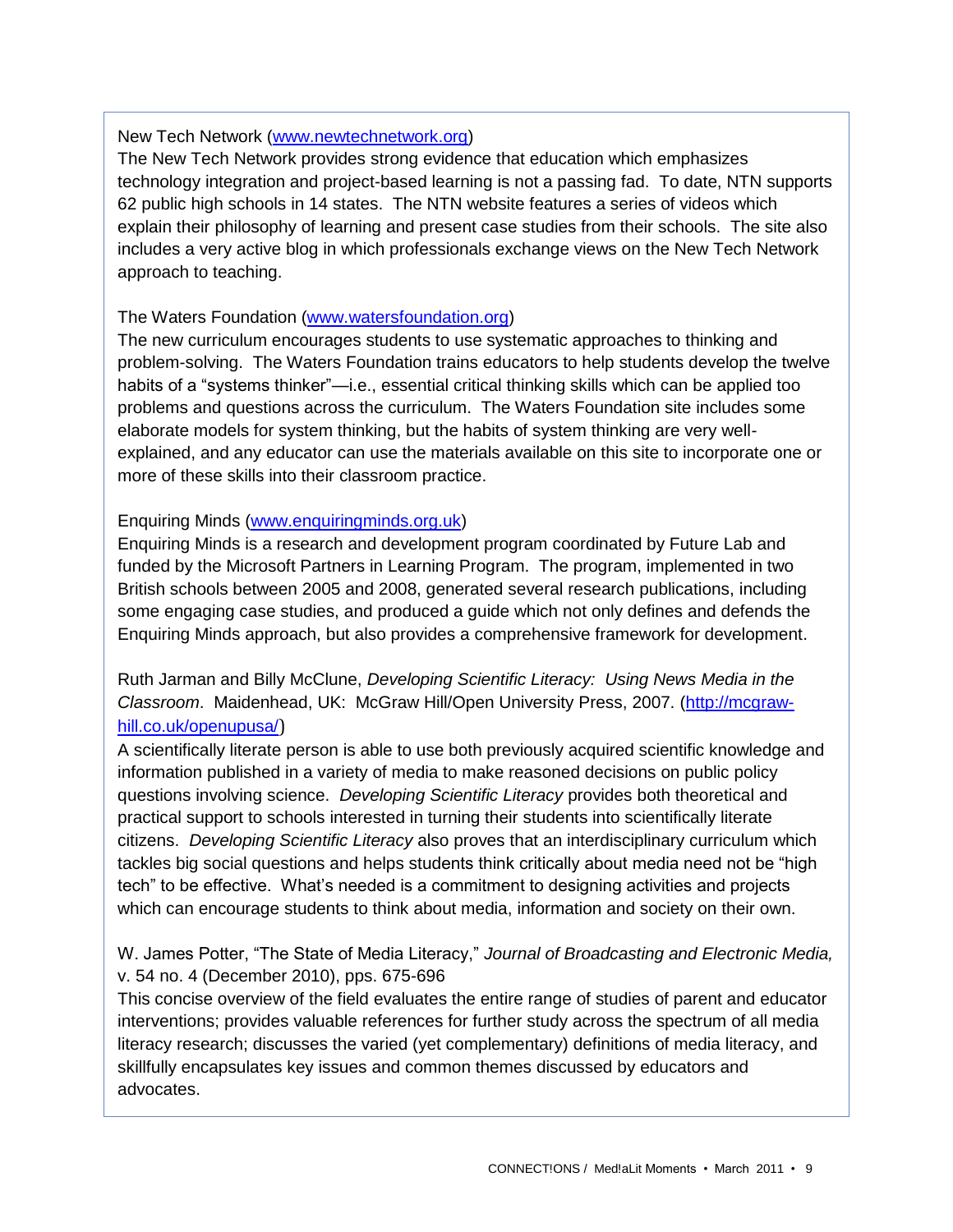New Tech Network ([www.newtechnetwork.org](http://www.newtechnetwork.org))
The New Tech Network provides strong evidence that education which emphasizes technology integration and project-based learning is not a passing fad. To date, NTN supports 62 public high schools in 14 states. The NTN website features a series of videos which explain their philosophy of learning and present case studies from their schools. The site also includes a very active blog in which professionals exchange views on the New Tech Network approach to teaching.

The Waters Foundation ([www.watersfoundation.org](http://www.watersfoundation.org))
The new curriculum encourages students to use systematic approaches to thinking and problem-solving. The Waters Foundation trains educators to help students develop the twelve habits of a "systems thinker"—i.e., essential critical thinking skills which can be applied too problems and questions across the curriculum. The Waters Foundation site includes some elaborate models for system thinking, but the habits of system thinking are very well-explained, and any educator can use the materials available on this site to incorporate one or more of these skills into their classroom practice.

Enquiring Minds ([www.enquiringminds.org.uk](http://www.enquiringminds.org.uk))
Enquiring Minds is a research and development program coordinated by Future Lab and funded by the Microsoft Partners in Learning Program. The program, implemented in two British schools between 2005 and 2008, generated several research publications, including some engaging case studies, and produced a guide which not only defines and defends the Enquiring Minds approach, but also provides a comprehensive framework for development.

Ruth Jarman and Billy McClune, *Developing Scientific Literacy: Using News Media in the Classroom*. Maidenhead, UK: McGraw Hill/Open University Press, 2007. ([http://mcgraw-hill.co.uk/openupusa/](http://mcgraw-hill.co.uk/openupusa/))
A scientifically literate person is able to use both previously acquired scientific knowledge and information published in a variety of media to make reasoned decisions on public policy questions involving science. *Developing Scientific Literacy* provides both theoretical and practical support to schools interested in turning their students into scientifically literate citizens. *Developing Scientific Literacy* also proves that an interdisciplinary curriculum which tackles big social questions and helps students think critically about media need not be "high tech" to be effective. What's needed is a commitment to designing activities and projects which can encourage students to think about media, information and society on their own.

W. James Potter, "The State of Media Literacy," *Journal of Broadcasting and Electronic Media,* v. 54 no. 4 (December 2010), pps. 675-696
This concise overview of the field evaluates the entire range of studies of parent and educator interventions; provides valuable references for further study across the spectrum of all media literacy research; discusses the varied (yet complementary) definitions of media literacy, and skillfully encapsulates key issues and common themes discussed by educators and advocates.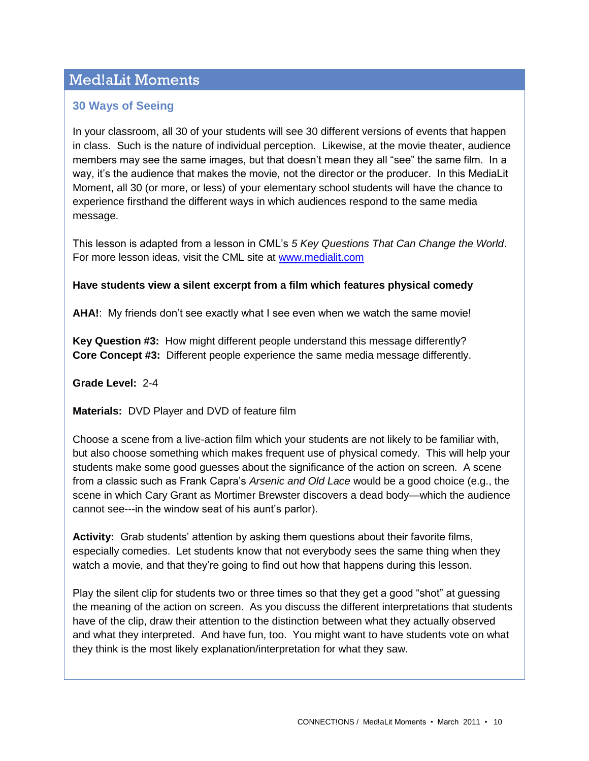## Med!aLit Moments

### 30 Ways of Seeing

In your classroom, all 30 of your students will see 30 different versions of events that happen in class. Such is the nature of individual perception. Likewise, at the movie theater, audience members may see the same images, but that doesn't mean they all "see" the same film. In a way, it's the audience that makes the movie, not the director or the producer. In this MediaLit Moment, all 30 (or more, or less) of your elementary school students will have the chance to experience firsthand the different ways in which audiences respond to the same media message.

This lesson is adapted from a lesson in CML's *5 Key Questions That Can Change the World*. For more lesson ideas, visit the CML site at [www.medialit.com](www.medialit.com)

**Have students view a silent excerpt from a film which features physical comedy**

**AHA!**: My friends don't see exactly what I see even when we watch the same movie!

**Key Question #3:** How might different people understand this message differently?
**Core Concept #3:** Different people experience the same media message differently.

**Grade Level:** 2-4

**Materials:** DVD Player and DVD of feature film

Choose a scene from a live-action film which your students are not likely to be familiar with, but also choose something which makes frequent use of physical comedy. This will help your students make some good guesses about the significance of the action on screen. A scene from a classic such as Frank Capra's *Arsenic and Old Lace* would be a good choice (e.g., the scene in which Cary Grant as Mortimer Brewster discovers a dead body—which the audience cannot see---in the window seat of his aunt's parlor).

**Activity:** Grab students' attention by asking them questions about their favorite films, especially comedies. Let students know that not everybody sees the same thing when they watch a movie, and that they're going to find out how that happens during this lesson.

Play the silent clip for students two or three times so that they get a good "shot" at guessing the meaning of the action on screen. As you discuss the different interpretations that students have of the clip, draw their attention to the distinction between what they actually observed and what they interpreted. And have fun, too. You might want to have students vote on what they think is the most likely explanation/interpretation for what they saw.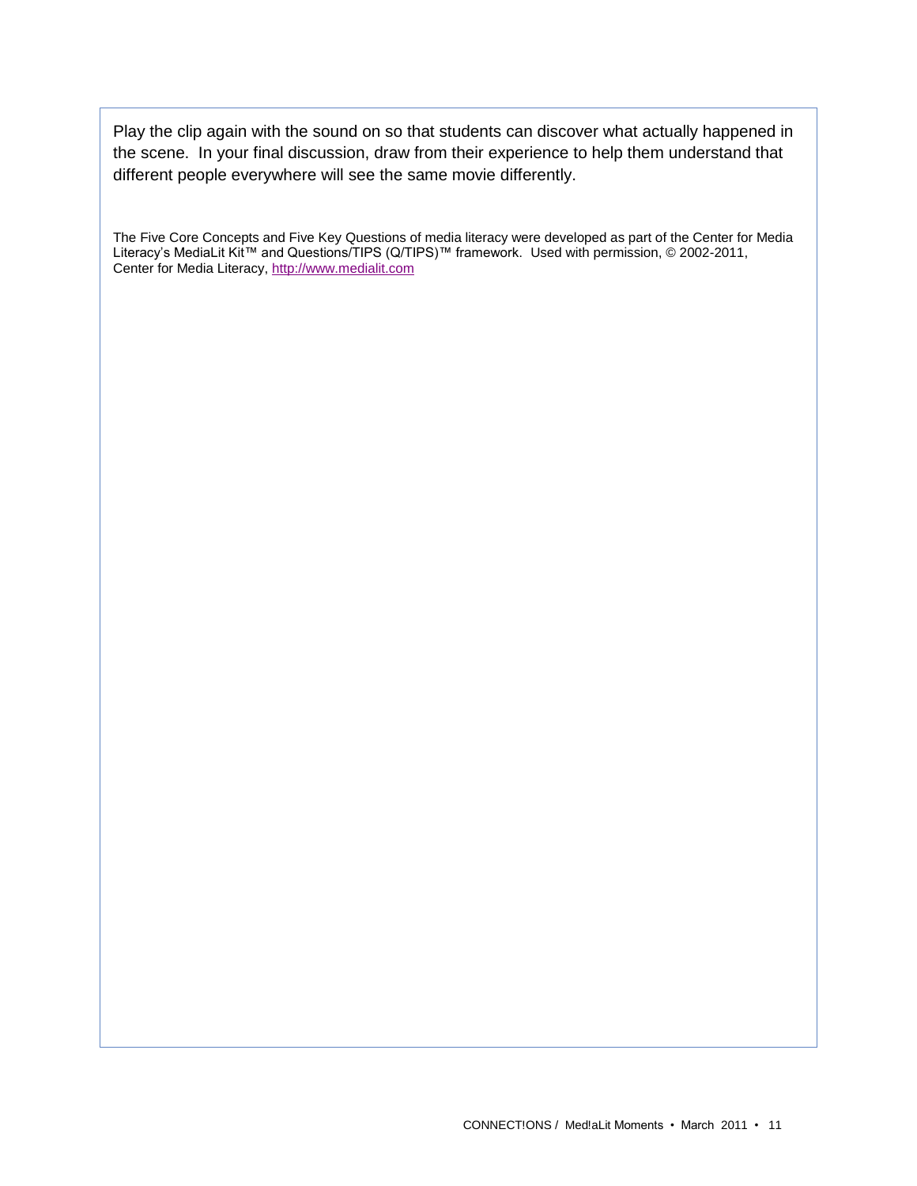Play the clip again with the sound on so that students can discover what actually happened in the scene. In your final discussion, draw from their experience to help them understand that different people everywhere will see the same movie differently.

The Five Core Concepts and Five Key Questions of media literacy were developed as part of the Center for Media Literacy's MediaLit Kit™ and Questions/TIPS (Q/TIPS)™ framework. Used with permission, © 2002-2011, Center for Media Literacy, [http://www.medialit.com](http://www.medialit.com)